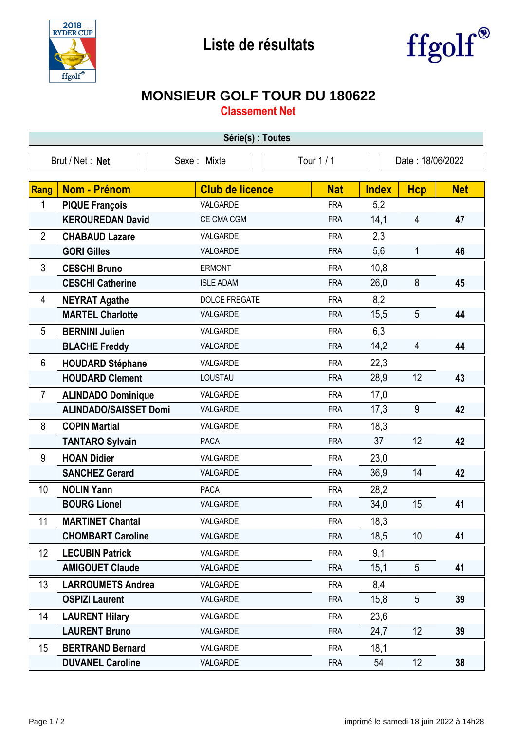# Liste de résultats

## MONSIEUR GOLF TOUR DU 180622

### Classement Net

**Série(s) : Toutes**

| Brut / Net : **Net** | Sexe : Mixte | Tour 1 / 1 | Date : 18/06/2022 |
|---|---|---|---|

| Rang | Nom - Prénom | Club de licence | Nat | Index | Hcp | Net |
|---|---|---|---|---|---|---|
| 1 | **PIQUE François** | VALGARDE | FRA | 5,2 | | |
| | **KEROUREDAN David** | CE CMA CGM | FRA | 14,1 | 4 | **47** |
| 2 | **CHABAUD Lazare** | VALGARDE | FRA | 2,3 | | |
| | **GORI Gilles** | VALGARDE | FRA | 5,6 | 1 | **46** |
| 3 | **CESCHI Bruno** | ERMONT | FRA | 10,8 | | |
| | **CESCHI Catherine** | ISLE ADAM | FRA | 26,0 | 8 | **45** |
| 4 | **NEYRAT Agathe** | DOLCE FREGATE | FRA | 8,2 | | |
| | **MARTEL Charlotte** | VALGARDE | FRA | 15,5 | 5 | **44** |
| 5 | **BERNINI Julien** | VALGARDE | FRA | 6,3 | | |
| | **BLACHE Freddy** | VALGARDE | FRA | 14,2 | 4 | **44** |
| 6 | **HOUDARD Stéphane** | VALGARDE | FRA | 22,3 | | |
| | **HOUDARD Clement** | LOUSTAU | FRA | 28,9 | 12 | **43** |
| 7 | **ALINDADO Dominique** | VALGARDE | FRA | 17,0 | | |
| | **ALINDADO/SAISSET Domi** | VALGARDE | FRA | 17,3 | 9 | **42** |
| 8 | **COPIN Martial** | VALGARDE | FRA | 18,3 | | |
| | **TANTARO Sylvain** | PACA | FRA | 37 | 12 | **42** |
| 9 | **HOAN Didier** | VALGARDE | FRA | 23,0 | | |
| | **SANCHEZ Gerard** | VALGARDE | FRA | 36,9 | 14 | **42** |
| 10 | **NOLIN Yann** | PACA | FRA | 28,2 | | |
| | **BOURG Lionel** | VALGARDE | FRA | 34,0 | 15 | **41** |
| 11 | **MARTINET Chantal** | VALGARDE | FRA | 18,3 | | |
| | **CHOMBART Caroline** | VALGARDE | FRA | 18,5 | 10 | **41** |
| 12 | **LECUBIN Patrick** | VALGARDE | FRA | 9,1 | | |
| | **AMIGOUET Claude** | VALGARDE | FRA | 15,1 | 5 | **41** |
| 13 | **LARROUMETS Andrea** | VALGARDE | FRA | 8,4 | | |
| | **OSPIZI Laurent** | VALGARDE | FRA | 15,8 | 5 | **39** |
| 14 | **LAURENT Hilary** | VALGARDE | FRA | 23,6 | | |
| | **LAURENT Bruno** | VALGARDE | FRA | 24,7 | 12 | **39** |
| 15 | **BERTRAND Bernard** | VALGARDE | FRA | 18,1 | | |
| | **DUVANEL Caroline** | VALGARDE | FRA | 54 | 12 | **38** |

imprimé le samedi 18 juin 2022 à 14h28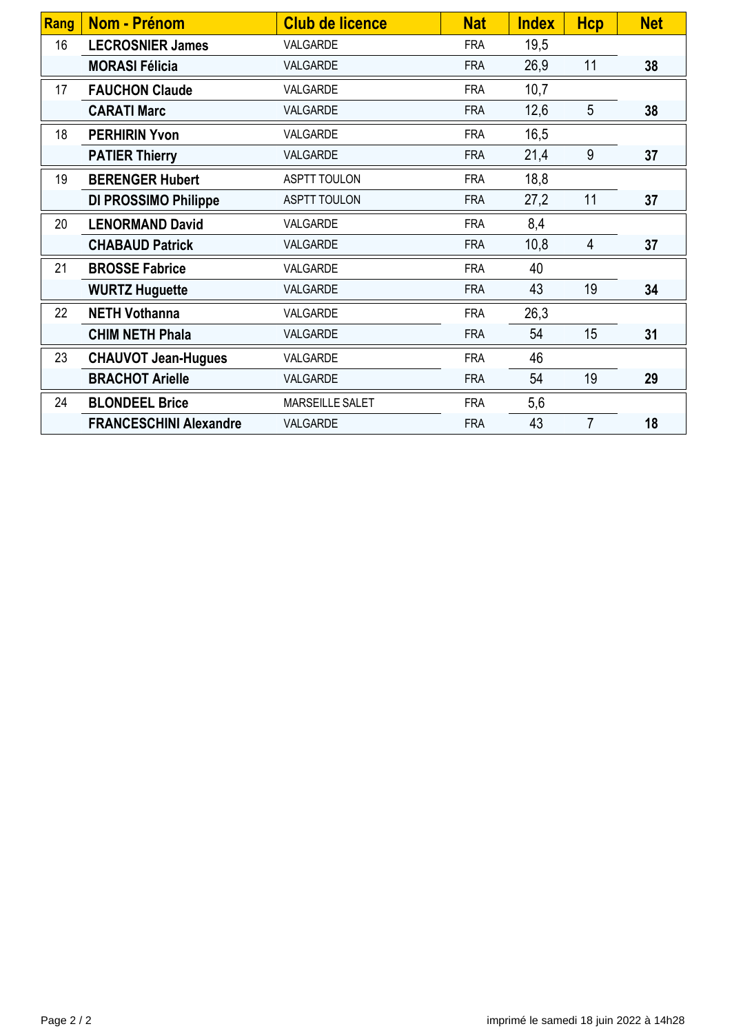| Rang | Nom - Prénom | Club de licence | Nat | Index | Hcp | Net |
|---|---|---|---|---|---|---|
| 16 | **LECROSNIER James** | VALGARDE | FRA | 19,5 | | |
| | **MORASI Félicia** | VALGARDE | FRA | 26,9 | 11 | **38** |
| 17 | **FAUCHON Claude** | VALGARDE | FRA | 10,7 | | |
| | **CARATI Marc** | VALGARDE | FRA | 12,6 | 5 | **38** |
| 18 | **PERHIRIN Yvon** | VALGARDE | FRA | 16,5 | | |
| | **PATIER Thierry** | VALGARDE | FRA | 21,4 | 9 | **37** |
| 19 | **BERENGER Hubert** | ASPTT TOULON | FRA | 18,8 | | |
| | **DI PROSSIMO Philippe** | ASPTT TOULON | FRA | 27,2 | 11 | **37** |
| 20 | **LENORMAND David** | VALGARDE | FRA | 8,4 | | |
| | **CHABAUD Patrick** | VALGARDE | FRA | 10,8 | 4 | **37** |
| 21 | **BROSSE Fabrice** | VALGARDE | FRA | 40 | | |
| | **WURTZ Huguette** | VALGARDE | FRA | 43 | 19 | **34** |
| 22 | **NETH Vothanna** | VALGARDE | FRA | 26,3 | | |
| | **CHIM NETH Phala** | VALGARDE | FRA | 54 | 15 | **31** |
| 23 | **CHAUVOT Jean-Hugues** | VALGARDE | FRA | 46 | | |
| | **BRACHOT Arielle** | VALGARDE | FRA | 54 | 19 | **29** |
| 24 | **BLONDEEL Brice** | MARSEILLE SALET | FRA | 5,6 | | |
| | **FRANCESCHINI Alexandre** | VALGARDE | FRA | 43 | 7 | **18** |

imprimé le samedi 18 juin 2022 à 14h28